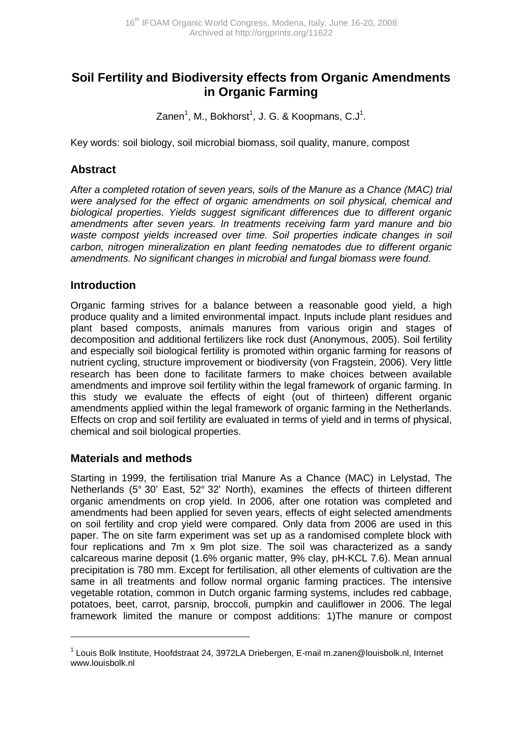# Soil Fertility and Biodiversity effects from Organic Amendments in Organic Farming

Zanen[1], M., Bokhorst[1], J. G. & Koopmans, C.J[1].

Key words: soil biology, soil microbial biomass, soil quality, manure, compost

## Abstract

*After a completed rotation of seven years, soils of the Manure as a Chance (MAC) trial were analysed for the effect of organic amendments on soil physical, chemical and biological properties. Yields suggest significant differences due to different organic amendments after seven years. In treatments receiving farm yard manure and bio waste compost yields increased over time. Soil properties indicate changes in soil carbon, nitrogen mineralization en plant feeding nematodes due to different organic amendments. No significant changes in microbial and fungal biomass were found.*

## Introduction

Organic farming strives for a balance between a reasonable good yield, a high produce quality and a limited environmental impact. Inputs include plant residues and plant based composts, animals manures from various origin and stages of decomposition and additional fertilizers like rock dust (Anonymous, 2005). Soil fertility and especially soil biological fertility is promoted within organic farming for reasons of nutrient cycling, structure improvement or biodiversity (von Fragstein, 2006). Very little research has been done to facilitate farmers to make choices between available amendments and improve soil fertility within the legal framework of organic farming. In this study we evaluate the effects of eight (out of thirteen) different organic amendments applied within the legal framework of organic farming in the Netherlands. Effects on crop and soil fertility are evaluated in terms of yield and in terms of physical, chemical and soil biological properties.

## Materials and methods

Starting in 1999, the fertilisation trial Manure As a Chance (MAC) in Lelystad, The Netherlands (5° 30' East, 52° 32' North), examines the effects of thirteen different organic amendments on crop yield. In 2006, after one rotation was completed and amendments had been applied for seven years, effects of eight selected amendments on soil fertility and crop yield were compared. Only data from 2006 are used in this paper. The on site farm experiment was set up as a randomised complete block with four replications and 7m x 9m plot size. The soil was characterized as a sandy calcareous marine deposit (1.6% organic matter, 9% clay, pH-KCL 7.6). Mean annual precipitation is 780 mm. Except for fertilisation, all other elements of cultivation are the same in all treatments and follow normal organic farming practices. The intensive vegetable rotation, common in Dutch organic farming systems, includes red cabbage, potatoes, beet, carrot, parsnip, broccoli, pumpkin and cauliflower in 2006. The legal framework limited the manure or compost additions: 1)The manure or compost

[1] Louis Bolk Institute, Hoofdstraat 24, 3972LA Driebergen, E-mail m.zanen@louisbolk.nl, Internet www.louisbolk.nl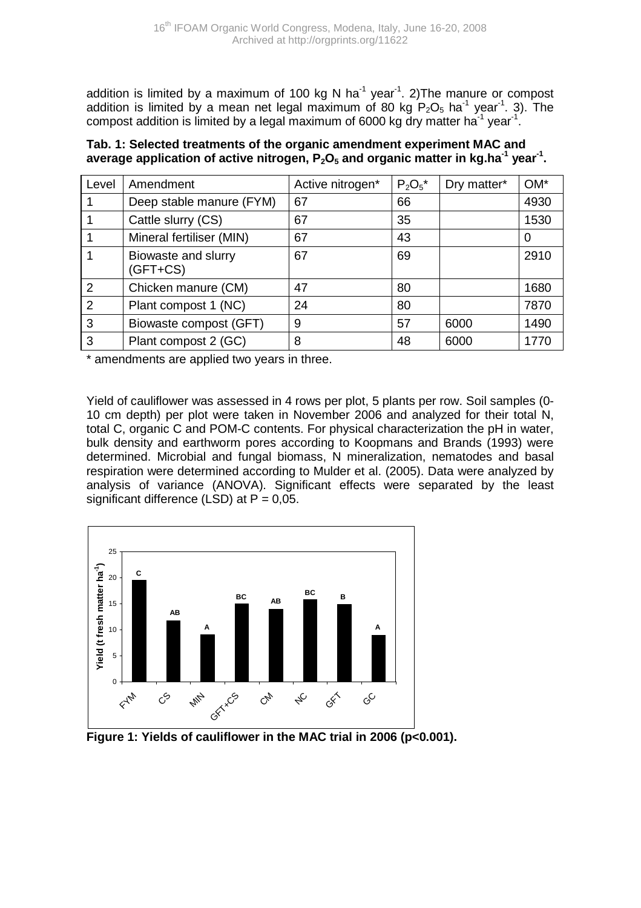addition is limited by a maximum of 100 kg N $ha^{-1}$ $year^{-1}$. 2)The manure or compost addition is limited by a mean net legal maximum of 80 kg $P_2O_5$ $ha^{-1}$ $year^{-1}$. 3). The compost addition is limited by a legal maximum of 6000 kg dry matter $ha^{-1}$ $year^{-1}$.

**Tab. 1: Selected treatments of the organic amendment experiment MAC and average application of active nitrogen, $P_2O_5$ and organic matter in kg.$ha^{-1}$ $year^{-1}$.**

| Level | Amendment | Active nitrogen* | $P_2O_5$* | Dry matter* | OM* |
|---|---|---|---|---|---|
| 1 | Deep stable manure (FYM) | 67 | 66 | | 4930 |
| 1 | Cattle slurry (CS) | 67 | 35 | | 1530 |
| 1 | Mineral fertiliser (MIN) | 67 | 43 | | 0 |
| 1 | Biowaste and slurry (GFT+CS) | 67 | 69 | | 2910 |
| 2 | Chicken manure (CM) | 47 | 80 | | 1680 |
| 2 | Plant compost 1 (NC) | 24 | 80 | | 7870 |
| 3 | Biowaste compost (GFT) | 9 | 57 | 6000 | 1490 |
| 3 | Plant compost 2 (GC) | 8 | 48 | 6000 | 1770 |

\* amendments are applied two years in three.

Yield of cauliflower was assessed in 4 rows per plot, 5 plants per row. Soil samples (0-10 cm depth) per plot were taken in November 2006 and analyzed for their total N, total C, organic C and POM-C contents. For physical characterization the pH in water, bulk density and earthworm pores according to Koopmans and Brands (1993) were determined. Microbial and fungal biomass, N mineralization, nematodes and basal respiration were determined according to Mulder et al. (2005). Data were analyzed by analysis of variance (ANOVA). Significant effects were separated by the least significant difference (LSD) at P = 0,05.

**Figure 1: Yields of cauliflower in the MAC trial in 2006 ($p<0.001$).**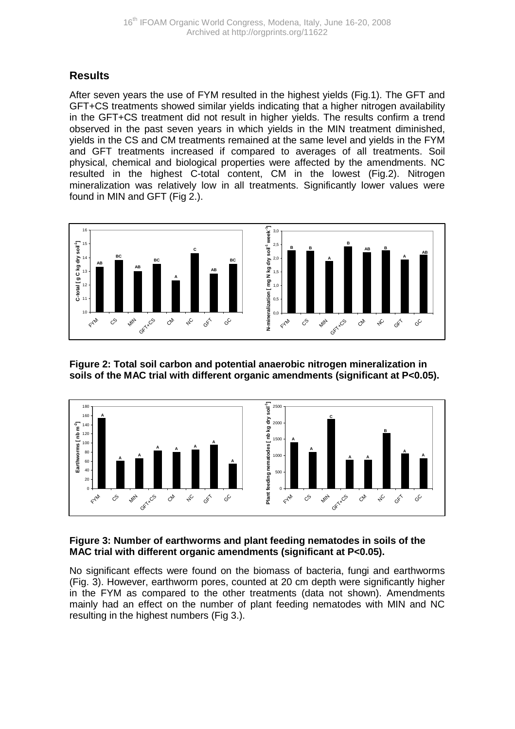## Results

After seven years the use of FYM resulted in the highest yields (Fig.1). The GFT and GFT+CS treatments showed similar yields indicating that a higher nitrogen availability in the GFT+CS treatment did not result in higher yields. The results confirm a trend observed in the past seven years in which yields in the MIN treatment diminished, yields in the CS and CM treatments remained at the same level and yields in the FYM and GFT treatments increased if compared to averages of all treatments. Soil physical, chemical and biological properties were affected by the amendments. NC resulted in the highest C-total content, CM in the lowest (Fig.2). Nitrogen mineralization was relatively low in all treatments. Significantly lower values were found in MIN and GFT (Fig 2.).

**Figure 2: Total soil carbon and potential anaerobic nitrogen mineralization in soils of the MAC trial with different organic amendments (significant at P<0.05).**

**Figure 3: Number of earthworms and plant feeding nematodes in soils of the MAC trial with different organic amendments (significant at P<0.05).**

No significant effects were found on the biomass of bacteria, fungi and earthworms (Fig. 3). However, earthworm pores, counted at 20 cm depth were significantly higher in the FYM as compared to the other treatments (data not shown). Amendments mainly had an effect on the number of plant feeding nematodes with MIN and NC resulting in the highest numbers (Fig 3.).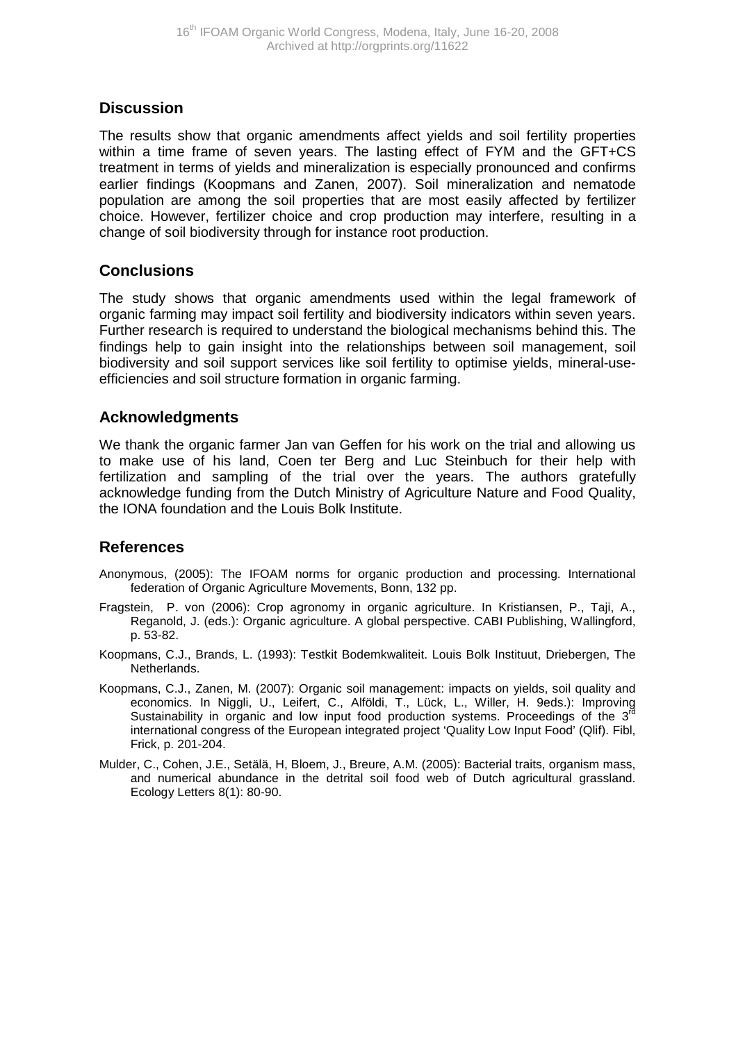## Discussion

The results show that organic amendments affect yields and soil fertility properties within a time frame of seven years. The lasting effect of FYM and the GFT+CS treatment in terms of yields and mineralization is especially pronounced and confirms earlier findings (Koopmans and Zanen, 2007). Soil mineralization and nematode population are among the soil properties that are most easily affected by fertilizer choice. However, fertilizer choice and crop production may interfere, resulting in a change of soil biodiversity through for instance root production.

## Conclusions

The study shows that organic amendments used within the legal framework of organic farming may impact soil fertility and biodiversity indicators within seven years. Further research is required to understand the biological mechanisms behind this. The findings help to gain insight into the relationships between soil management, soil biodiversity and soil support services like soil fertility to optimise yields, mineral-use-efficiencies and soil structure formation in organic farming.

## Acknowledgments

We thank the organic farmer Jan van Geffen for his work on the trial and allowing us to make use of his land, Coen ter Berg and Luc Steinbuch for their help with fertilization and sampling of the trial over the years. The authors gratefully acknowledge funding from the Dutch Ministry of Agriculture Nature and Food Quality, the IONA foundation and the Louis Bolk Institute.

## References

Anonymous, (2005): The IFOAM norms for organic production and processing. International federation of Organic Agriculture Movements, Bonn, 132 pp.

Fragstein, P. von (2006): Crop agronomy in organic agriculture. In Kristiansen, P., Taji, A., Reganold, J. (eds.): Organic agriculture. A global perspective. CABI Publishing, Wallingford, p. 53-82.

Koopmans, C.J., Brands, L. (1993): Testkit Bodemkwaliteit. Louis Bolk Instituut, Driebergen, The Netherlands.

Koopmans, C.J., Zanen, M. (2007): Organic soil management: impacts on yields, soil quality and economics. In Niggli, U., Leifert, C., Alföldi, T., Lück, L., Willer, H. 9eds.): Improving Sustainability in organic and low input food production systems. Proceedings of the 3rd international congress of the European integrated project 'Quality Low Input Food' (Qlif). Fibl, Frick, p. 201-204.

Mulder, C., Cohen, J.E., Setälä, H, Bloem, J., Breure, A.M. (2005): Bacterial traits, organism mass, and numerical abundance in the detrital soil food web of Dutch agricultural grassland. Ecology Letters 8(1): 80-90.